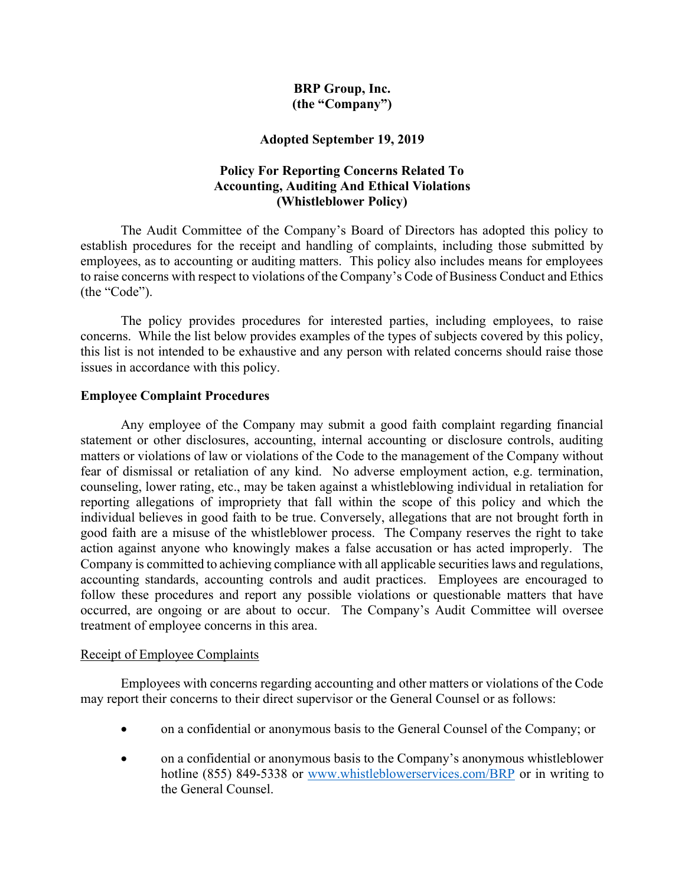**BRP Group, Inc.**
**(the "Company")**

**Adopted September 19, 2019**

# Policy For Reporting Concerns Related To Accounting, Auditing And Ethical Violations (Whistleblower Policy)

The Audit Committee of the Company's Board of Directors has adopted this policy to establish procedures for the receipt and handling of complaints, including those submitted by employees, as to accounting or auditing matters. This policy also includes means for employees to raise concerns with respect to violations of the Company's Code of Business Conduct and Ethics (the "Code").

The policy provides procedures for interested parties, including employees, to raise concerns. While the list below provides examples of the types of subjects covered by this policy, this list is not intended to be exhaustive and any person with related concerns should raise those issues in accordance with this policy.

## Employee Complaint Procedures

Any employee of the Company may submit a good faith complaint regarding financial statement or other disclosures, accounting, internal accounting or disclosure controls, auditing matters or violations of law or violations of the Code to the management of the Company without fear of dismissal or retaliation of any kind. No adverse employment action, e.g. termination, counseling, lower rating, etc., may be taken against a whistleblowing individual in retaliation for reporting allegations of impropriety that fall within the scope of this policy and which the individual believes in good faith to be true. Conversely, allegations that are not brought forth in good faith are a misuse of the whistleblower process. The Company reserves the right to take action against anyone who knowingly makes a false accusation or has acted improperly. The Company is committed to achieving compliance with all applicable securities laws and regulations, accounting standards, accounting controls and audit practices. Employees are encouraged to follow these procedures and report any possible violations or questionable matters that have occurred, are ongoing or are about to occur. The Company's Audit Committee will oversee treatment of employee concerns in this area.

### Receipt of Employee Complaints

Employees with concerns regarding accounting and other matters or violations of the Code may report their concerns to their direct supervisor or the General Counsel or as follows:

- on a confidential or anonymous basis to the General Counsel of the Company; or
- on a confidential or anonymous basis to the Company's anonymous whistleblower hotline (855) 849-5338 or [www.whistleblowerservices.com/BRP](http://www.whistleblowerservices.com/BRP) or in writing to the General Counsel.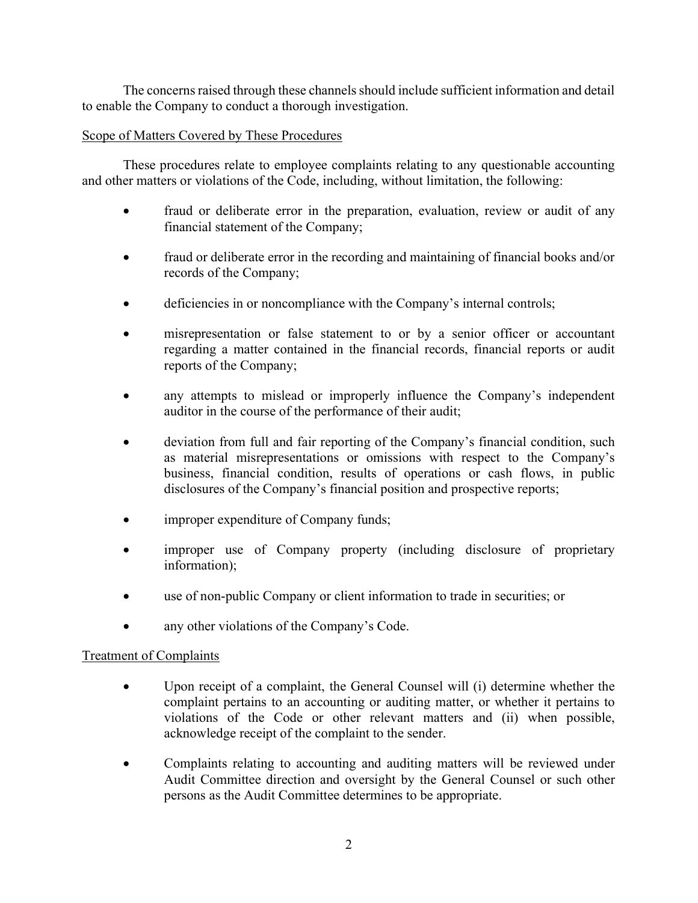The concerns raised through these channels should include sufficient information and detail to enable the Company to conduct a thorough investigation.

Scope of Matters Covered by These Procedures

These procedures relate to employee complaints relating to any questionable accounting and other matters or violations of the Code, including, without limitation, the following:

- fraud or deliberate error in the preparation, evaluation, review or audit of any financial statement of the Company;
- fraud or deliberate error in the recording and maintaining of financial books and/or records of the Company;
- deficiencies in or noncompliance with the Company's internal controls;
- misrepresentation or false statement to or by a senior officer or accountant regarding a matter contained in the financial records, financial reports or audit reports of the Company;
- any attempts to mislead or improperly influence the Company's independent auditor in the course of the performance of their audit;
- deviation from full and fair reporting of the Company's financial condition, such as material misrepresentations or omissions with respect to the Company's business, financial condition, results of operations or cash flows, in public disclosures of the Company's financial position and prospective reports;
- improper expenditure of Company funds;
- improper use of Company property (including disclosure of proprietary information);
- use of non-public Company or client information to trade in securities; or
- any other violations of the Company's Code.

Treatment of Complaints

- Upon receipt of a complaint, the General Counsel will (i) determine whether the complaint pertains to an accounting or auditing matter, or whether it pertains to violations of the Code or other relevant matters and (ii) when possible, acknowledge receipt of the complaint to the sender.
- Complaints relating to accounting and auditing matters will be reviewed under Audit Committee direction and oversight by the General Counsel or such other persons as the Audit Committee determines to be appropriate.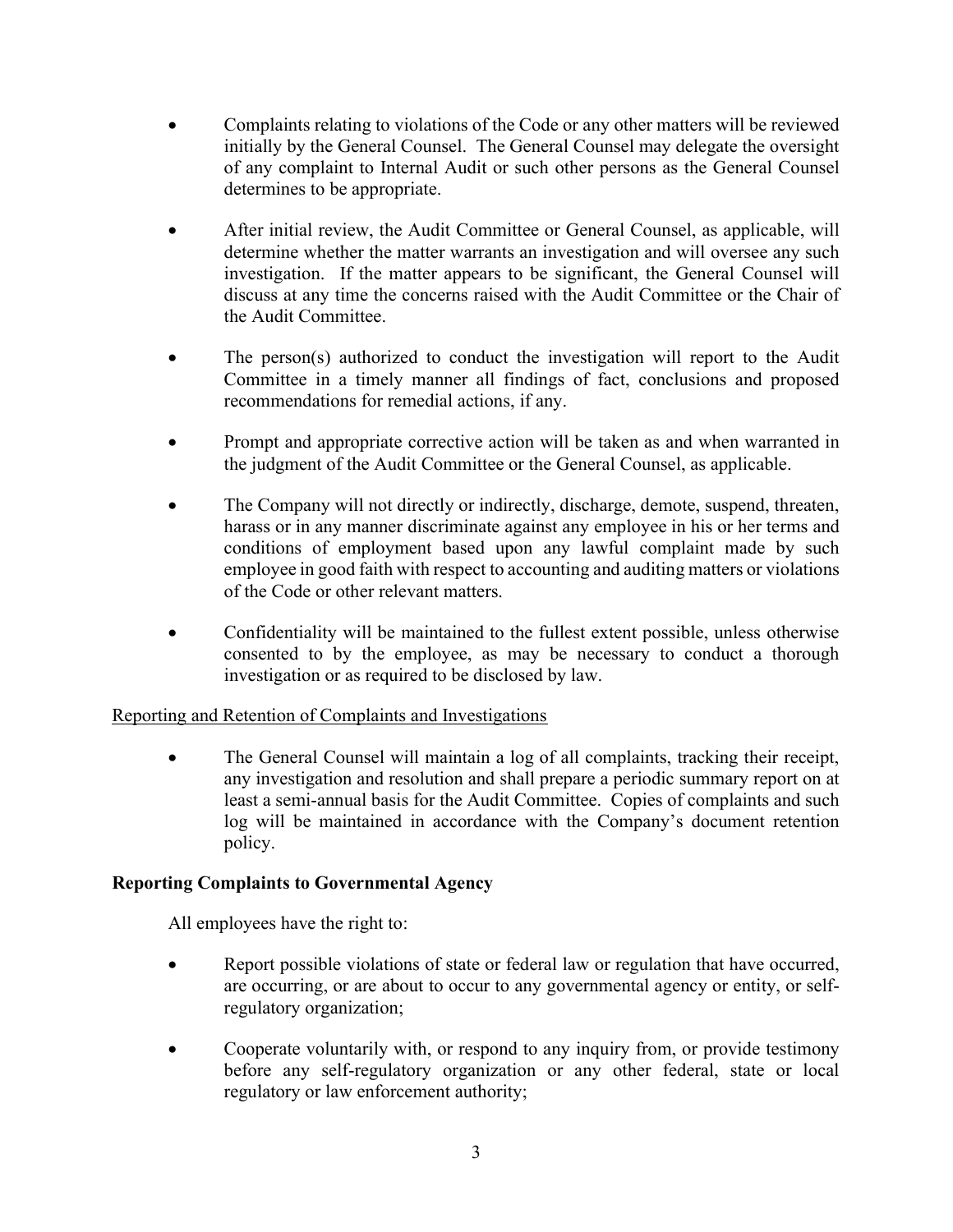- Complaints relating to violations of the Code or any other matters will be reviewed initially by the General Counsel. The General Counsel may delegate the oversight of any complaint to Internal Audit or such other persons as the General Counsel determines to be appropriate.

- After initial review, the Audit Committee or General Counsel, as applicable, will determine whether the matter warrants an investigation and will oversee any such investigation. If the matter appears to be significant, the General Counsel will discuss at any time the concerns raised with the Audit Committee or the Chair of the Audit Committee.

- The person(s) authorized to conduct the investigation will report to the Audit Committee in a timely manner all findings of fact, conclusions and proposed recommendations for remedial actions, if any.

- Prompt and appropriate corrective action will be taken as and when warranted in the judgment of the Audit Committee or the General Counsel, as applicable.

- The Company will not directly or indirectly, discharge, demote, suspend, threaten, harass or in any manner discriminate against any employee in his or her terms and conditions of employment based upon any lawful complaint made by such employee in good faith with respect to accounting and auditing matters or violations of the Code or other relevant matters.

- Confidentiality will be maintained to the fullest extent possible, unless otherwise consented to by the employee, as may be necessary to conduct a thorough investigation or as required to be disclosed by law.

<u>Reporting and Retention of Complaints and Investigations</u>

- The General Counsel will maintain a log of all complaints, tracking their receipt, any investigation and resolution and shall prepare a periodic summary report on at least a semi-annual basis for the Audit Committee. Copies of complaints and such log will be maintained in accordance with the Company's document retention policy.

**Reporting Complaints to Governmental Agency**

All employees have the right to:

- Report possible violations of state or federal law or regulation that have occurred, are occurring, or are about to occur to any governmental agency or entity, or self-regulatory organization;

- Cooperate voluntarily with, or respond to any inquiry from, or provide testimony before any self-regulatory organization or any other federal, state or local regulatory or law enforcement authority;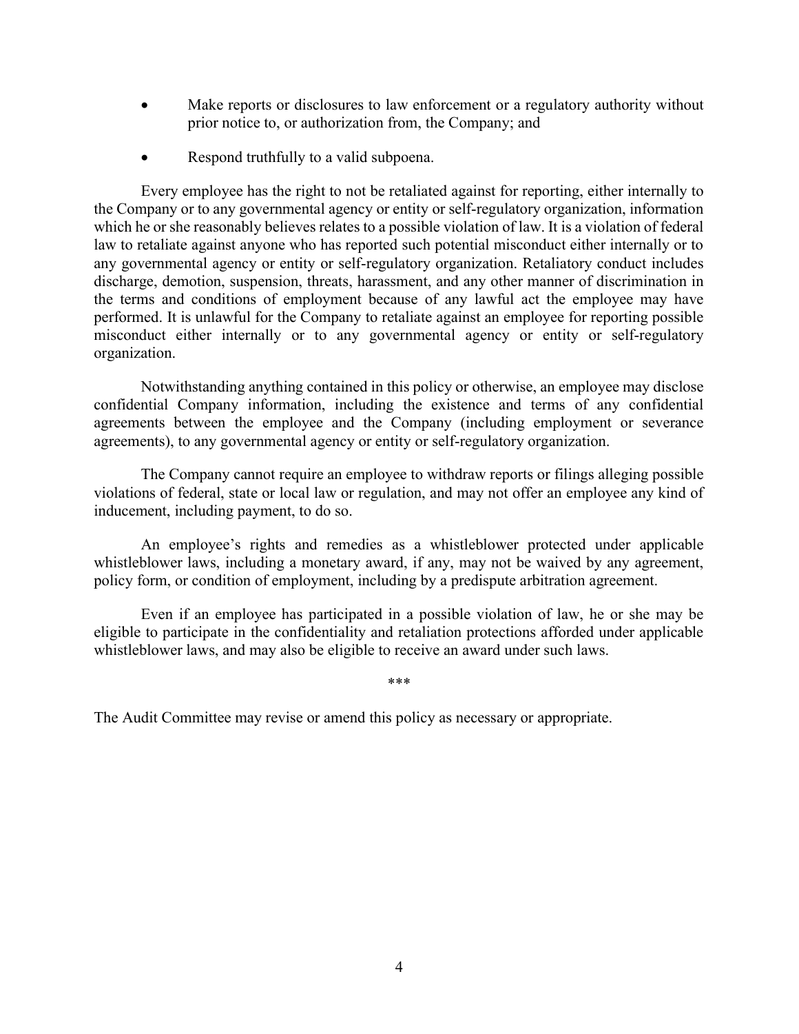- Make reports or disclosures to law enforcement or a regulatory authority without prior notice to, or authorization from, the Company; and
- Respond truthfully to a valid subpoena.

Every employee has the right to not be retaliated against for reporting, either internally to the Company or to any governmental agency or entity or self-regulatory organization, information which he or she reasonably believes relates to a possible violation of law. It is a violation of federal law to retaliate against anyone who has reported such potential misconduct either internally or to any governmental agency or entity or self-regulatory organization. Retaliatory conduct includes discharge, demotion, suspension, threats, harassment, and any other manner of discrimination in the terms and conditions of employment because of any lawful act the employee may have performed. It is unlawful for the Company to retaliate against an employee for reporting possible misconduct either internally or to any governmental agency or entity or self-regulatory organization.

Notwithstanding anything contained in this policy or otherwise, an employee may disclose confidential Company information, including the existence and terms of any confidential agreements between the employee and the Company (including employment or severance agreements), to any governmental agency or entity or self-regulatory organization.

The Company cannot require an employee to withdraw reports or filings alleging possible violations of federal, state or local law or regulation, and may not offer an employee any kind of inducement, including payment, to do so.

An employee's rights and remedies as a whistleblower protected under applicable whistleblower laws, including a monetary award, if any, may not be waived by any agreement, policy form, or condition of employment, including by a predispute arbitration agreement.

Even if an employee has participated in a possible violation of law, he or she may be eligible to participate in the confidentiality and retaliation protections afforded under applicable whistleblower laws, and may also be eligible to receive an award under such laws.

***

The Audit Committee may revise or amend this policy as necessary or appropriate.